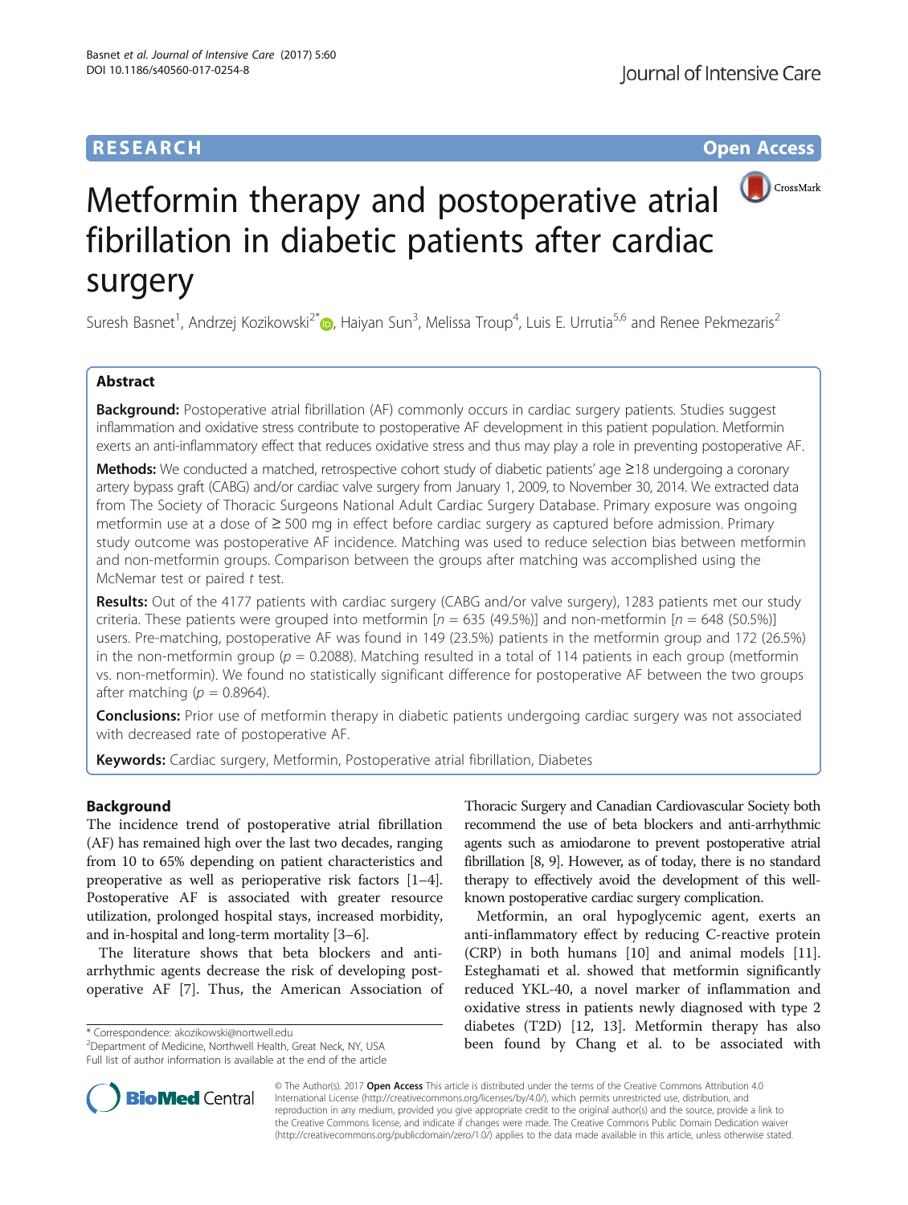RESEARCH

Open Access

# Metformin therapy and postoperative atrial fibrillation in diabetic patients after cardiac surgery

Suresh Basnet[1], Andrzej Kozikowski[2*], Haiyan Sun[3], Melissa Troup[4], Luis E. Urrutia[5,6] and Renee Pekmezaris[2]

## Abstract

**Background:** Postoperative atrial fibrillation (AF) commonly occurs in cardiac surgery patients. Studies suggest inflammation and oxidative stress contribute to postoperative AF development in this patient population. Metformin exerts an anti-inflammatory effect that reduces oxidative stress and thus may play a role in preventing postoperative AF.

**Methods:** We conducted a matched, retrospective cohort study of diabetic patients' age ≥18 undergoing a coronary artery bypass graft (CABG) and/or cardiac valve surgery from January 1, 2009, to November 30, 2014. We extracted data from The Society of Thoracic Surgeons National Adult Cardiac Surgery Database. Primary exposure was ongoing metformin use at a dose of ≥ 500 mg in effect before cardiac surgery as captured before admission. Primary study outcome was postoperative AF incidence. Matching was used to reduce selection bias between metformin and non-metformin groups. Comparison between the groups after matching was accomplished using the McNemar test or paired *t* test.

**Results:** Out of the 4177 patients with cardiac surgery (CABG and/or valve surgery), 1283 patients met our study criteria. These patients were grouped into metformin [$n = 635$ (49.5%)] and non-metformin [$n = 648$ (50.5%)] users. Pre-matching, postoperative AF was found in 149 (23.5%) patients in the metformin group and 172 (26.5%) in the non-metformin group ($p = 0.2088$). Matching resulted in a total of 114 patients in each group (metformin vs. non-metformin). We found no statistically significant difference for postoperative AF between the two groups after matching ($p = 0.8964$).

**Conclusions:** Prior use of metformin therapy in diabetic patients undergoing cardiac surgery was not associated with decreased rate of postoperative AF.

**Keywords:** Cardiac surgery, Metformin, Postoperative atrial fibrillation, Diabetes

## Background

The incidence trend of postoperative atrial fibrillation (AF) has remained high over the last two decades, ranging from 10 to 65% depending on patient characteristics and preoperative as well as perioperative risk factors [1–4]. Postoperative AF is associated with greater resource utilization, prolonged hospital stays, increased morbidity, and in-hospital and long-term mortality [3–6].

The literature shows that beta blockers and anti-arrhythmic agents decrease the risk of developing postoperative AF [7]. Thus, the American Association of Thoracic Surgery and Canadian Cardiovascular Society both recommend the use of beta blockers and anti-arrhythmic agents such as amiodarone to prevent postoperative atrial fibrillation [8, 9]. However, as of today, there is no standard therapy to effectively avoid the development of this well-known postoperative cardiac surgery complication.

Metformin, an oral hypoglycemic agent, exerts an anti-inflammatory effect by reducing C-reactive protein (CRP) in both humans [10] and animal models [11]. Esteghamati et al. showed that metformin significantly reduced YKL-40, a novel marker of inflammation and oxidative stress in patients newly diagnosed with type 2 diabetes (T2D) [12, 13]. Metformin therapy has also been found by Chang et al. to be associated with

\* Correspondence: akozikowski@northwell.edu
[2]Department of Medicine, Northwell Health, Great Neck, NY, USA
Full list of author information is available at the end of the article

© The Author(s). 2017 **Open Access** This article is distributed under the terms of the Creative Commons Attribution 4.0 International License (http://creativecommons.org/licenses/by/4.0/), which permits unrestricted use, distribution, and reproduction in any medium, provided you give appropriate credit to the original author(s) and the source, provide a link to the Creative Commons license, and indicate if changes were made. The Creative Commons Public Domain Dedication waiver (http://creativecommons.org/publicdomain/zero/1.0/) applies to the data made available in this article, unless otherwise stated.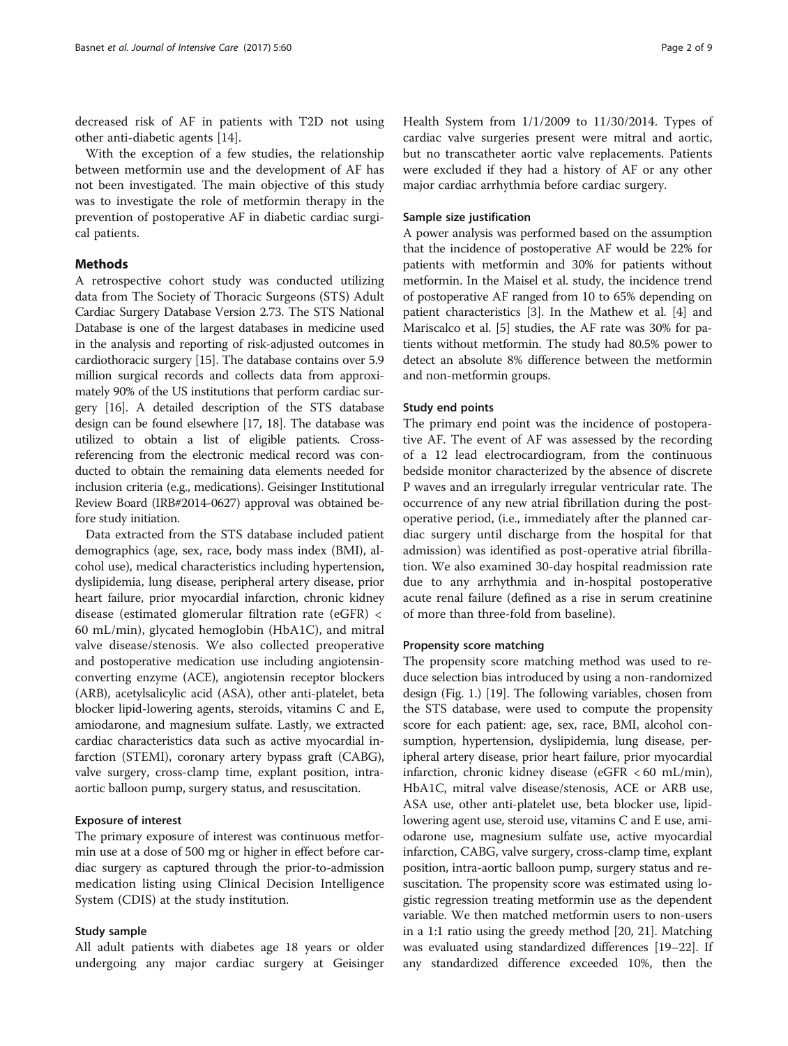decreased risk of AF in patients with T2D not using other anti-diabetic agents [14].

With the exception of a few studies, the relationship between metformin use and the development of AF has not been investigated. The main objective of this study was to investigate the role of metformin therapy in the prevention of postoperative AF in diabetic cardiac surgical patients.

## Methods

A retrospective cohort study was conducted utilizing data from The Society of Thoracic Surgeons (STS) Adult Cardiac Surgery Database Version 2.73. The STS National Database is one of the largest databases in medicine used in the analysis and reporting of risk-adjusted outcomes in cardiothoracic surgery [15]. The database contains over 5.9 million surgical records and collects data from approximately 90% of the US institutions that perform cardiac surgery [16]. A detailed description of the STS database design can be found elsewhere [17, 18]. The database was utilized to obtain a list of eligible patients. Cross-referencing from the electronic medical record was conducted to obtain the remaining data elements needed for inclusion criteria (e.g., medications). Geisinger Institutional Review Board (IRB#2014-0627) approval was obtained before study initiation.

Data extracted from the STS database included patient demographics (age, sex, race, body mass index (BMI), alcohol use), medical characteristics including hypertension, dyslipidemia, lung disease, peripheral artery disease, prior heart failure, prior myocardial infarction, chronic kidney disease (estimated glomerular filtration rate (eGFR) < 60 mL/min), glycated hemoglobin (HbA1C), and mitral valve disease/stenosis. We also collected preoperative and postoperative medication use including angiotensin-converting enzyme (ACE), angiotensin receptor blockers (ARB), acetylsalicylic acid (ASA), other anti-platelet, beta blocker lipid-lowering agents, steroids, vitamins C and E, amiodarone, and magnesium sulfate. Lastly, we extracted cardiac characteristics data such as active myocardial infarction (STEMI), coronary artery bypass graft (CABG), valve surgery, cross-clamp time, explant position, intra-aortic balloon pump, surgery status, and resuscitation.

### Exposure of interest

The primary exposure of interest was continuous metformin use at a dose of 500 mg or higher in effect before cardiac surgery as captured through the prior-to-admission medication listing using Clinical Decision Intelligence System (CDIS) at the study institution.

### Study sample

All adult patients with diabetes age 18 years or older undergoing any major cardiac surgery at Geisinger Health System from 1/1/2009 to 11/30/2014. Types of cardiac valve surgeries present were mitral and aortic, but no transcatheter aortic valve replacements. Patients were excluded if they had a history of AF or any other major cardiac arrhythmia before cardiac surgery.

### Sample size justification

A power analysis was performed based on the assumption that the incidence of postoperative AF would be 22% for patients with metformin and 30% for patients without metformin. In the Maisel et al. study, the incidence trend of postoperative AF ranged from 10 to 65% depending on patient characteristics [3]. In the Mathew et al. [4] and Mariscalco et al. [5] studies, the AF rate was 30% for patients without metformin. The study had 80.5% power to detect an absolute 8% difference between the metformin and non-metformin groups.

### Study end points

The primary end point was the incidence of postoperative AF. The event of AF was assessed by the recording of a 12 lead electrocardiogram, from the continuous bedside monitor characterized by the absence of discrete P waves and an irregularly irregular ventricular rate. The occurrence of any new atrial fibrillation during the postoperative period, (i.e., immediately after the planned cardiac surgery until discharge from the hospital for that admission) was identified as post-operative atrial fibrillation. We also examined 30-day hospital readmission rate due to any arrhythmia and in-hospital postoperative acute renal failure (defined as a rise in serum creatinine of more than three-fold from baseline).

### Propensity score matching

The propensity score matching method was used to reduce selection bias introduced by using a non-randomized design (Fig. 1.) [19]. The following variables, chosen from the STS database, were used to compute the propensity score for each patient: age, sex, race, BMI, alcohol consumption, hypertension, dyslipidemia, lung disease, peripheral artery disease, prior heart failure, prior myocardial infarction, chronic kidney disease (eGFR < 60 mL/min), HbA1C, mitral valve disease/stenosis, ACE or ARB use, ASA use, other anti-platelet use, beta blocker use, lipid-lowering agent use, steroid use, vitamins C and E use, amiodarone use, magnesium sulfate use, active myocardial infarction, CABG, valve surgery, cross-clamp time, explant position, intra-aortic balloon pump, surgery status and resuscitation. The propensity score was estimated using logistic regression treating metformin use as the dependent variable. We then matched metformin users to non-users in a 1:1 ratio using the greedy method [20, 21]. Matching was evaluated using standardized differences [19–22]. If any standardized difference exceeded 10%, then the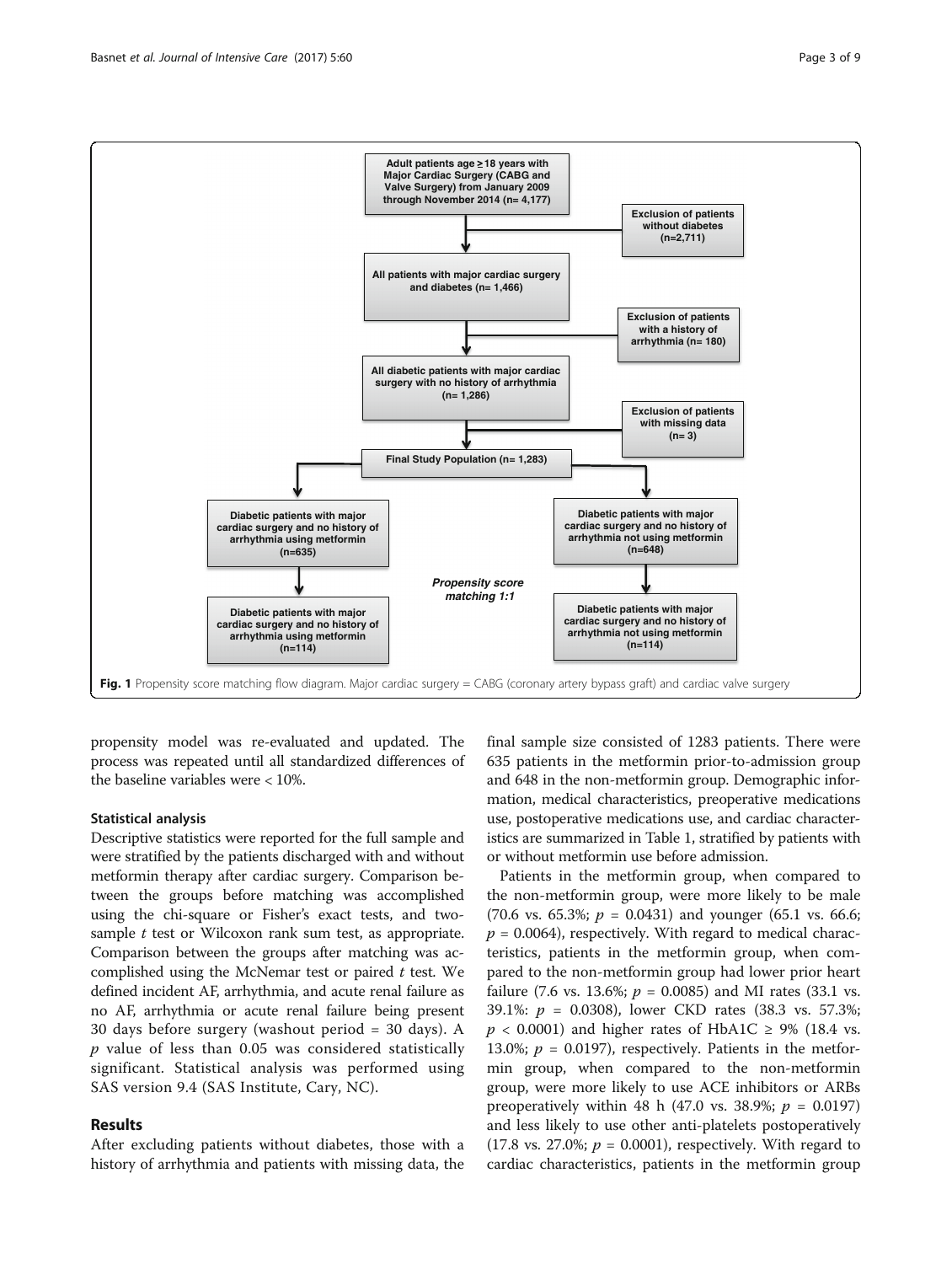Adult patients age ≥18 years with Major Cardiac Surgery (CABG and Valve Surgery) from January 2009 through November 2014 (n= 4,177)

Exclusion of patients without diabetes (n=2,711)

All patients with major cardiac surgery and diabetes (n= 1,466)

Exclusion of patients with a history of arrhythmia (n= 180)

All diabetic patients with major cardiac surgery with no history of arrhythmia (n= 1,286)

Exclusion of patients with missing data (n= 3)

Final Study Population (n= 1,283)

Diabetic patients with major cardiac surgery and no history of arrhythmia using metformin (n=635)

Diabetic patients with major cardiac surgery and no history of arrhythmia not using metformin (n=648)

*Propensity score matching 1:1*

Diabetic patients with major cardiac surgery and no history of arrhythmia using metformin (n=114)

Diabetic patients with major cardiac surgery and no history of arrhythmia not using metformin (n=114)

**Fig. 1** Propensity score matching flow diagram. Major cardiac surgery = CABG (coronary artery bypass graft) and cardiac valve surgery

propensity model was re-evaluated and updated. The process was repeated until all standardized differences of the baseline variables were < 10%.

### Statistical analysis

Descriptive statistics were reported for the full sample and were stratified by the patients discharged with and without metformin therapy after cardiac surgery. Comparison between the groups before matching was accomplished using the chi-square or Fisher's exact tests, and two-sample *t* test or Wilcoxon rank sum test, as appropriate. Comparison between the groups after matching was accomplished using the McNemar test or paired *t* test. We defined incident AF, arrhythmia, and acute renal failure as no AF, arrhythmia or acute renal failure being present 30 days before surgery (washout period = 30 days). A *p* value of less than 0.05 was considered statistically significant. Statistical analysis was performed using SAS version 9.4 (SAS Institute, Cary, NC).

## Results

After excluding patients without diabetes, those with a history of arrhythmia and patients with missing data, the final sample size consisted of 1283 patients. There were 635 patients in the metformin prior-to-admission group and 648 in the non-metformin group. Demographic information, medical characteristics, preoperative medications use, postoperative medications use, and cardiac characteristics are summarized in Table 1, stratified by patients with or without metformin use before admission.

Patients in the metformin group, when compared to the non-metformin group, were more likely to be male (70.6 vs. 65.3%; $p = 0.0431$) and younger (65.1 vs. 66.6; $p = 0.0064$), respectively. With regard to medical characteristics, patients in the metformin group, when compared to the non-metformin group had lower prior heart failure (7.6 vs. 13.6%; $p = 0.0085$) and MI rates (33.1 vs. 39.1%: $p = 0.0308$), lower CKD rates (38.3 vs. 57.3%; $p < 0.0001$) and higher rates of HbA1C ≥ 9% (18.4 vs. 13.0%; $p = 0.0197$), respectively. Patients in the metformin group, when compared to the non-metformin group, were more likely to use ACE inhibitors or ARBs preoperatively within 48 h (47.0 vs. 38.9%; $p = 0.0197$) and less likely to use other anti-platelets postoperatively (17.8 vs. 27.0%; $p = 0.0001$), respectively. With regard to cardiac characteristics, patients in the metformin group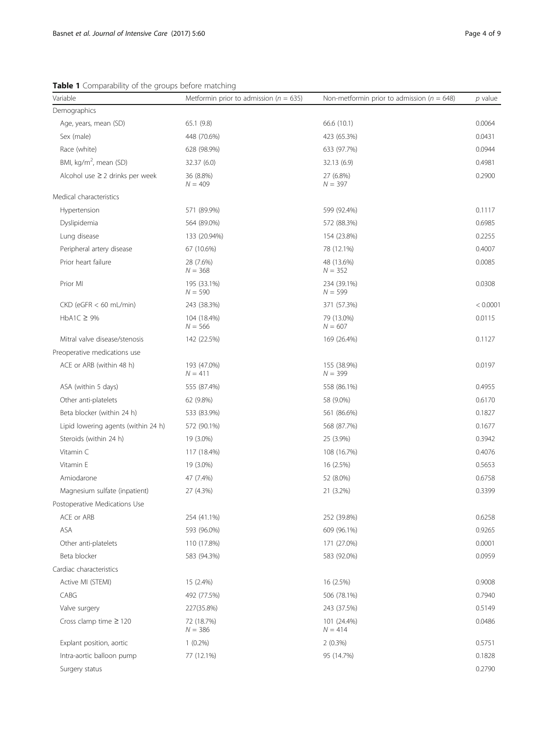**Table 1** Comparability of the groups before matching

| Variable | Metformin prior to admission ($n$ = 635) | Non-metformin prior to admission ($n$ = 648) | $p$ value |
|---|---|---|---|
| Demographics | | | |
| Age, years, mean (SD) | 65.1 (9.8) | 66.6 (10.1) | 0.0064 |
| Sex (male) | 448 (70.6%) | 423 (65.3%) | 0.0431 |
| Race (white) | 628 (98.9%) | 633 (97.7%) | 0.0944 |
| BMI, kg/m$^2$, mean (SD) | 32.37 (6.0) | 32.13 (6.9) | 0.4981 |
| Alcohol use ≥ 2 drinks per week | 36 (8.8%) $N$ = 409 | 27 (6.8%) $N$ = 397 | 0.2900 |
| Medical characteristics | | | |
| Hypertension | 571 (89.9%) | 599 (92.4%) | 0.1117 |
| Dyslipidemia | 564 (89.0%) | 572 (88.3%) | 0.6985 |
| Lung disease | 133 (20.94%) | 154 (23.8%) | 0.2255 |
| Peripheral artery disease | 67 (10.6%) | 78 (12.1%) | 0.4007 |
| Prior heart failure | 28 (7.6%) $N$ = 368 | 48 (13.6%) $N$ = 352 | 0.0085 |
| Prior MI | 195 (33.1%) $N$ = 590 | 234 (39.1%) $N$ = 599 | 0.0308 |
| CKD (eGFR < 60 mL/min) | 243 (38.3%) | 371 (57.3%) | < 0.0001 |
| HbA1C ≥ 9% | 104 (18.4%) $N$ = 566 | 79 (13.0%) $N$ = 607 | 0.0115 |
| Mitral valve disease/stenosis | 142 (22.5%) | 169 (26.4%) | 0.1127 |
| Preoperative medications use | | | |
| ACE or ARB (within 48 h) | 193 (47.0%) $N$ = 411 | 155 (38.9%) $N$ = 399 | 0.0197 |
| ASA (within 5 days) | 555 (87.4%) | 558 (86.1%) | 0.4955 |
| Other anti-platelets | 62 (9.8%) | 58 (9.0%) | 0.6170 |
| Beta blocker (within 24 h) | 533 (83.9%) | 561 (86.6%) | 0.1827 |
| Lipid lowering agents (within 24 h) | 572 (90.1%) | 568 (87.7%) | 0.1677 |
| Steroids (within 24 h) | 19 (3.0%) | 25 (3.9%) | 0.3942 |
| Vitamin C | 117 (18.4%) | 108 (16.7%) | 0.4076 |
| Vitamin E | 19 (3.0%) | 16 (2.5%) | 0.5653 |
| Amiodarone | 47 (7.4%) | 52 (8.0%) | 0.6758 |
| Magnesium sulfate (inpatient) | 27 (4.3%) | 21 (3.2%) | 0.3399 |
| Postoperative Medications Use | | | |
| ACE or ARB | 254 (41.1%) | 252 (39.8%) | 0.6258 |
| ASA | 593 (96.0%) | 609 (96.1%) | 0.9265 |
| Other anti-platelets | 110 (17.8%) | 171 (27.0%) | 0.0001 |
| Beta blocker | 583 (94.3%) | 583 (92.0%) | 0.0959 |
| Cardiac characteristics | | | |
| Active MI (STEMI) | 15 (2.4%) | 16 (2.5%) | 0.9008 |
| CABG | 492 (77.5%) | 506 (78.1%) | 0.7940 |
| Valve surgery | 227(35.8%) | 243 (37.5%) | 0.5149 |
| Cross clamp time ≥ 120 | 72 (18.7%) $N$ = 386 | 101 (24.4%) $N$ = 414 | 0.0486 |
| Explant position, aortic | 1 (0.2%) | 2 (0.3%) | 0.5751 |
| Intra-aortic balloon pump | 77 (12.1%) | 95 (14.7%) | 0.1828 |
| Surgery status | | | 0.2790 |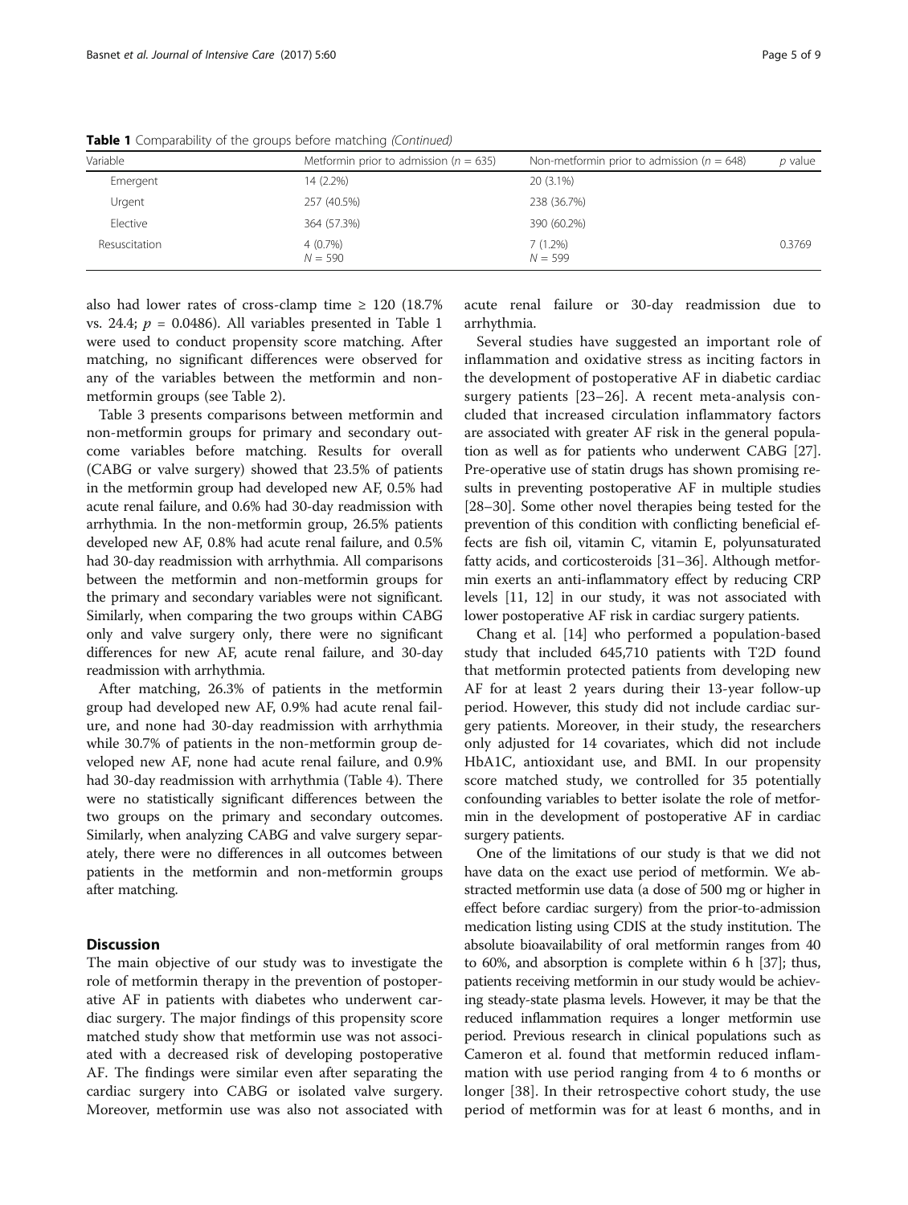**Table 1** Comparability of the groups before matching *(Continued)*

| Variable | Metformin prior to admission ($n$ = 635) | Non-metformin prior to admission ($n$ = 648) | $p$ value |
|---|---|---|---|
| Emergent | 14 (2.2%) | 20 (3.1%) | |
| Urgent | 257 (40.5%) | 238 (36.7%) | |
| Elective | 364 (57.3%) | 390 (60.2%) | |
| Resuscitation | 4 (0.7%) $N$ = 590 | 7 (1.2%) $N$ = 599 | 0.3769 |

also had lower rates of cross-clamp time ≥ 120 (18.7% vs. 24.4; $p$ = 0.0486). All variables presented in Table 1 were used to conduct propensity score matching. After matching, no significant differences were observed for any of the variables between the metformin and non-metformin groups (see Table 2).

Table 3 presents comparisons between metformin and non-metformin groups for primary and secondary outcome variables before matching. Results for overall (CABG or valve surgery) showed that 23.5% of patients in the metformin group had developed new AF, 0.5% had acute renal failure, and 0.6% had 30-day readmission with arrhythmia. In the non-metformin group, 26.5% patients developed new AF, 0.8% had acute renal failure, and 0.5% had 30-day readmission with arrhythmia. All comparisons between the metformin and non-metformin groups for the primary and secondary variables were not significant. Similarly, when comparing the two groups within CABG only and valve surgery only, there were no significant differences for new AF, acute renal failure, and 30-day readmission with arrhythmia.

After matching, 26.3% of patients in the metformin group had developed new AF, 0.9% had acute renal failure, and none had 30-day readmission with arrhythmia while 30.7% of patients in the non-metformin group developed new AF, none had acute renal failure, and 0.9% had 30-day readmission with arrhythmia (Table 4). There were no statistically significant differences between the two groups on the primary and secondary outcomes. Similarly, when analyzing CABG and valve surgery separately, there were no differences in all outcomes between patients in the metformin and non-metformin groups after matching.

## Discussion

The main objective of our study was to investigate the role of metformin therapy in the prevention of postoperative AF in patients with diabetes who underwent cardiac surgery. The major findings of this propensity score matched study show that metformin use was not associated with a decreased risk of developing postoperative AF. The findings were similar even after separating the cardiac surgery into CABG or isolated valve surgery. Moreover, metformin use was also not associated with acute renal failure or 30-day readmission due to arrhythmia.

Several studies have suggested an important role of inflammation and oxidative stress as inciting factors in the development of postoperative AF in diabetic cardiac surgery patients [23–26]. A recent meta-analysis concluded that increased circulation inflammatory factors are associated with greater AF risk in the general population as well as for patients who underwent CABG [27]. Pre-operative use of statin drugs has shown promising results in preventing postoperative AF in multiple studies [28–30]. Some other novel therapies being tested for the prevention of this condition with conflicting beneficial effects are fish oil, vitamin C, vitamin E, polyunsaturated fatty acids, and corticosteroids [31–36]. Although metformin exerts an anti-inflammatory effect by reducing CRP levels [11, 12] in our study, it was not associated with lower postoperative AF risk in cardiac surgery patients.

Chang et al. [14] who performed a population-based study that included 645,710 patients with T2D found that metformin protected patients from developing new AF for at least 2 years during their 13-year follow-up period. However, this study did not include cardiac surgery patients. Moreover, in their study, the researchers only adjusted for 14 covariates, which did not include HbA1C, antioxidant use, and BMI. In our propensity score matched study, we controlled for 35 potentially confounding variables to better isolate the role of metformin in the development of postoperative AF in cardiac surgery patients.

One of the limitations of our study is that we did not have data on the exact use period of metformin. We abstracted metformin use data (a dose of 500 mg or higher in effect before cardiac surgery) from the prior-to-admission medication listing using CDIS at the study institution. The absolute bioavailability of oral metformin ranges from 40 to 60%, and absorption is complete within 6 h [37]; thus, patients receiving metformin in our study would be achieving steady-state plasma levels. However, it may be that the reduced inflammation requires a longer metformin use period. Previous research in clinical populations such as Cameron et al. found that metformin reduced inflammation with use period ranging from 4 to 6 months or longer [38]. In their retrospective cohort study, the use period of metformin was for at least 6 months, and in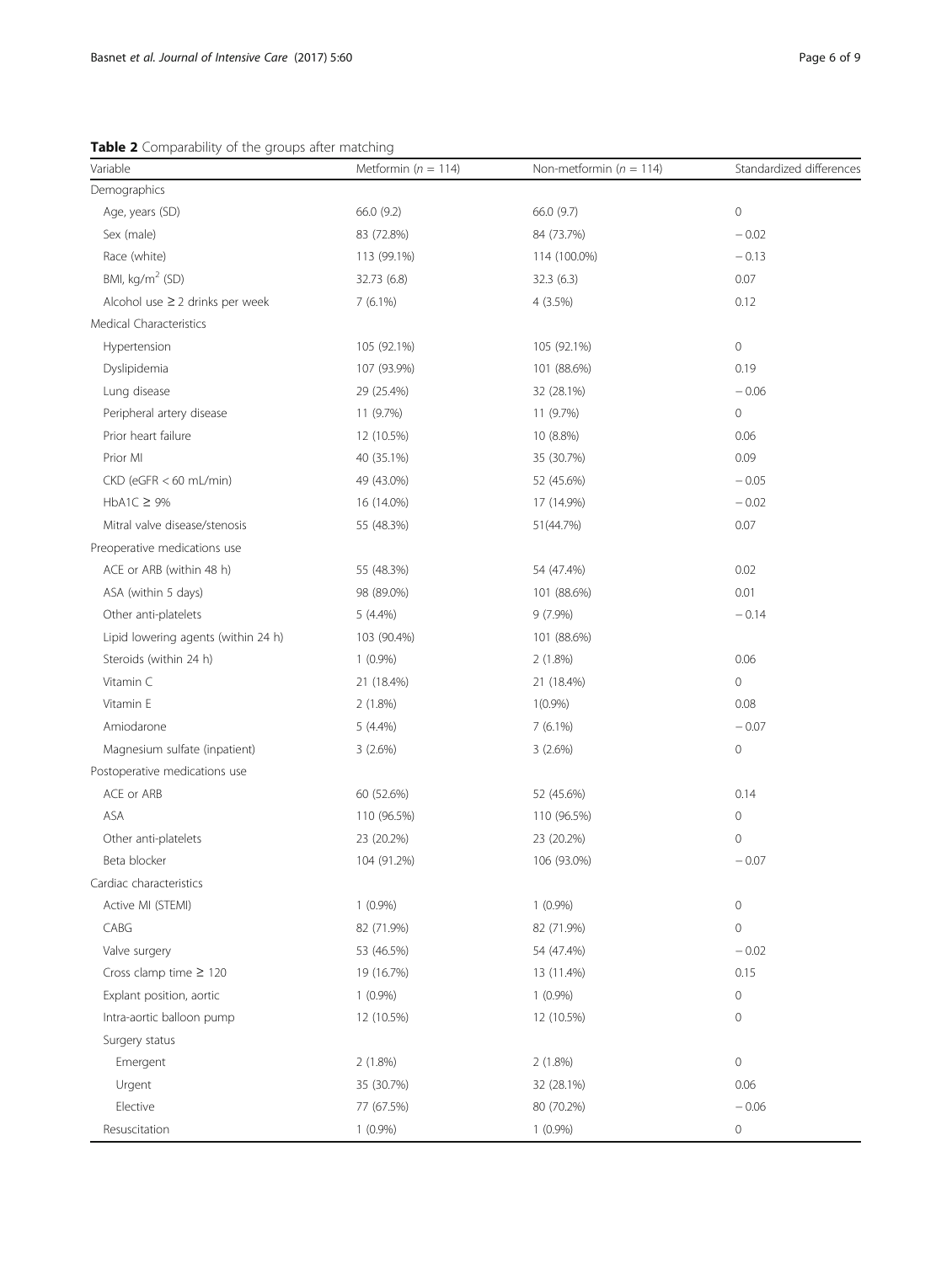**Table 2** Comparability of the groups after matching

| Variable | Metformin ($n$ = 114) | Non-metformin ($n$ = 114) | Standardized differences |
|---|---|---|---|
| Demographics | | | |
| Age, years (SD) | 66.0 (9.2) | 66.0 (9.7) | 0 |
| Sex (male) | 83 (72.8%) | 84 (73.7%) | − 0.02 |
| Race (white) | 113 (99.1%) | 114 (100.0%) | − 0.13 |
| BMI, kg/m$^2$ (SD) | 32.73 (6.8) | 32.3 (6.3) | 0.07 |
| Alcohol use ≥ 2 drinks per week | 7 (6.1%) | 4 (3.5%) | 0.12 |
| Medical Characteristics | | | |
| Hypertension | 105 (92.1%) | 105 (92.1%) | 0 |
| Dyslipidemia | 107 (93.9%) | 101 (88.6%) | 0.19 |
| Lung disease | 29 (25.4%) | 32 (28.1%) | − 0.06 |
| Peripheral artery disease | 11 (9.7%) | 11 (9.7%) | 0 |
| Prior heart failure | 12 (10.5%) | 10 (8.8%) | 0.06 |
| Prior MI | 40 (35.1%) | 35 (30.7%) | 0.09 |
| CKD (eGFR < 60 mL/min) | 49 (43.0%) | 52 (45.6%) | − 0.05 |
| HbA1C ≥ 9% | 16 (14.0%) | 17 (14.9%) | − 0.02 |
| Mitral valve disease/stenosis | 55 (48.3%) | 51(44.7%) | 0.07 |
| Preoperative medications use | | | |
| ACE or ARB (within 48 h) | 55 (48.3%) | 54 (47.4%) | 0.02 |
| ASA (within 5 days) | 98 (89.0%) | 101 (88.6%) | 0.01 |
| Other anti-platelets | 5 (4.4%) | 9 (7.9%) | − 0.14 |
| Lipid lowering agents (within 24 h) | 103 (90.4%) | 101 (88.6%) | |
| Steroids (within 24 h) | 1 (0.9%) | 2 (1.8%) | 0.06 |
| Vitamin C | 21 (18.4%) | 21 (18.4%) | 0 |
| Vitamin E | 2 (1.8%) | 1(0.9%) | 0.08 |
| Amiodarone | 5 (4.4%) | 7 (6.1%) | − 0.07 |
| Magnesium sulfate (inpatient) | 3 (2.6%) | 3 (2.6%) | 0 |
| Postoperative medications use | | | |
| ACE or ARB | 60 (52.6%) | 52 (45.6%) | 0.14 |
| ASA | 110 (96.5%) | 110 (96.5%) | 0 |
| Other anti-platelets | 23 (20.2%) | 23 (20.2%) | 0 |
| Beta blocker | 104 (91.2%) | 106 (93.0%) | − 0.07 |
| Cardiac characteristics | | | |
| Active MI (STEMI) | 1 (0.9%) | 1 (0.9%) | 0 |
| CABG | 82 (71.9%) | 82 (71.9%) | 0 |
| Valve surgery | 53 (46.5%) | 54 (47.4%) | − 0.02 |
| Cross clamp time ≥ 120 | 19 (16.7%) | 13 (11.4%) | 0.15 |
| Explant position, aortic | 1 (0.9%) | 1 (0.9%) | 0 |
| Intra-aortic balloon pump | 12 (10.5%) | 12 (10.5%) | 0 |
| Surgery status | | | |
| Emergent | 2 (1.8%) | 2 (1.8%) | 0 |
| Urgent | 35 (30.7%) | 32 (28.1%) | 0.06 |
| Elective | 77 (67.5%) | 80 (70.2%) | − 0.06 |
| Resuscitation | 1 (0.9%) | 1 (0.9%) | 0 |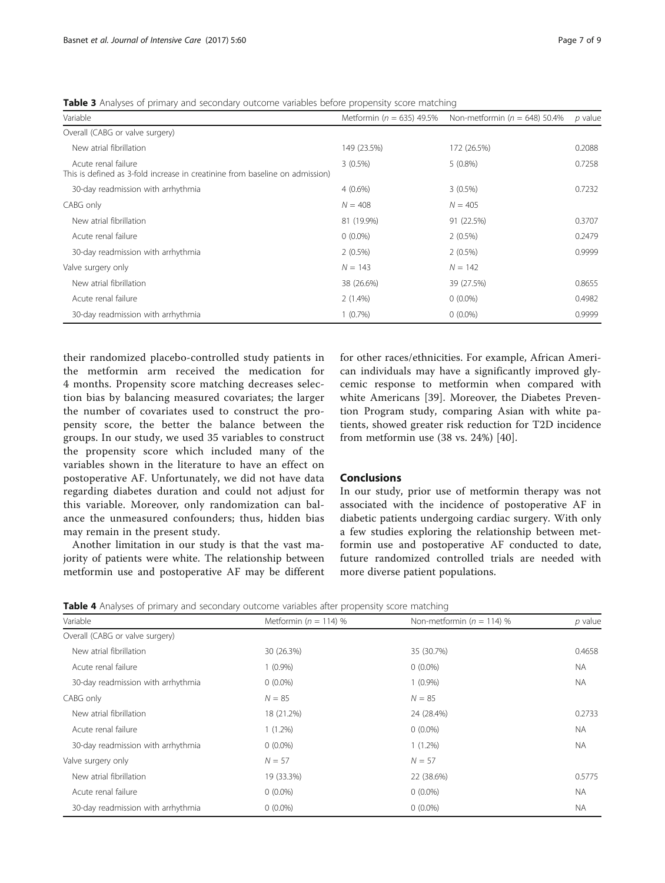**Table 3** Analyses of primary and secondary outcome variables before propensity score matching

| Variable | Metformin ($n$ = 635) 49.5% | Non-metformin ($n$ = 648) 50.4% | $p$ value |
|---|---|---|---|
| Overall (CABG or valve surgery) | | | |
| New atrial fibrillation | 149 (23.5%) | 172 (26.5%) | 0.2088 |
| Acute renal failure<br>This is defined as 3-fold increase in creatinine from baseline on admission) | 3 (0.5%) | 5 (0.8%) | 0.7258 |
| 30-day readmission with arrhythmia | 4 (0.6%) | 3 (0.5%) | 0.7232 |
| CABG only | $N$ = 408 | $N$ = 405 | |
| New atrial fibrillation | 81 (19.9%) | 91 (22.5%) | 0.3707 |
| Acute renal failure | 0 (0.0%) | 2 (0.5%) | 0.2479 |
| 30-day readmission with arrhythmia | 2 (0.5%) | 2 (0.5%) | 0.9999 |
| Valve surgery only | $N$ = 143 | $N$ = 142 | |
| New atrial fibrillation | 38 (26.6%) | 39 (27.5%) | 0.8655 |
| Acute renal failure | 2 (1.4%) | 0 (0.0%) | 0.4982 |
| 30-day readmission with arrhythmia | 1 (0.7%) | 0 (0.0%) | 0.9999 |

their randomized placebo-controlled study patients in the metformin arm received the medication for 4 months. Propensity score matching decreases selection bias by balancing measured covariates; the larger the number of covariates used to construct the propensity score, the better the balance between the groups. In our study, we used 35 variables to construct the propensity score which included many of the variables shown in the literature to have an effect on postoperative AF. Unfortunately, we did not have data regarding diabetes duration and could not adjust for this variable. Moreover, only randomization can balance the unmeasured confounders; thus, hidden bias may remain in the present study.

Another limitation in our study is that the vast majority of patients were white. The relationship between metformin use and postoperative AF may be different for other races/ethnicities. For example, African American individuals may have a significantly improved glycemic response to metformin when compared with white Americans [39]. Moreover, the Diabetes Prevention Program study, comparing Asian with white patients, showed greater risk reduction for T2D incidence from metformin use (38 vs. 24%) [40].

## Conclusions

In our study, prior use of metformin therapy was not associated with the incidence of postoperative AF in diabetic patients undergoing cardiac surgery. With only a few studies exploring the relationship between metformin use and postoperative AF conducted to date, future randomized controlled trials are needed with more diverse patient populations.

**Table 4** Analyses of primary and secondary outcome variables after propensity score matching

| Variable | Metformin ($n$ = 114) % | Non-metformin ($n$ = 114) % | $p$ value |
|---|---|---|---|
| Overall (CABG or valve surgery) | | | |
| New atrial fibrillation | 30 (26.3%) | 35 (30.7%) | 0.4658 |
| Acute renal failure | 1 (0.9%) | 0 (0.0%) | NA |
| 30-day readmission with arrhythmia | 0 (0.0%) | 1 (0.9%) | NA |
| CABG only | $N$ = 85 | $N$ = 85 | |
| New atrial fibrillation | 18 (21.2%) | 24 (28.4%) | 0.2733 |
| Acute renal failure | 1 (1.2%) | 0 (0.0%) | NA |
| 30-day readmission with arrhythmia | 0 (0.0%) | 1 (1.2%) | NA |
| Valve surgery only | $N$ = 57 | $N$ = 57 | |
| New atrial fibrillation | 19 (33.3%) | 22 (38.6%) | 0.5775 |
| Acute renal failure | 0 (0.0%) | 0 (0.0%) | NA |
| 30-day readmission with arrhythmia | 0 (0.0%) | 0 (0.0%) | NA |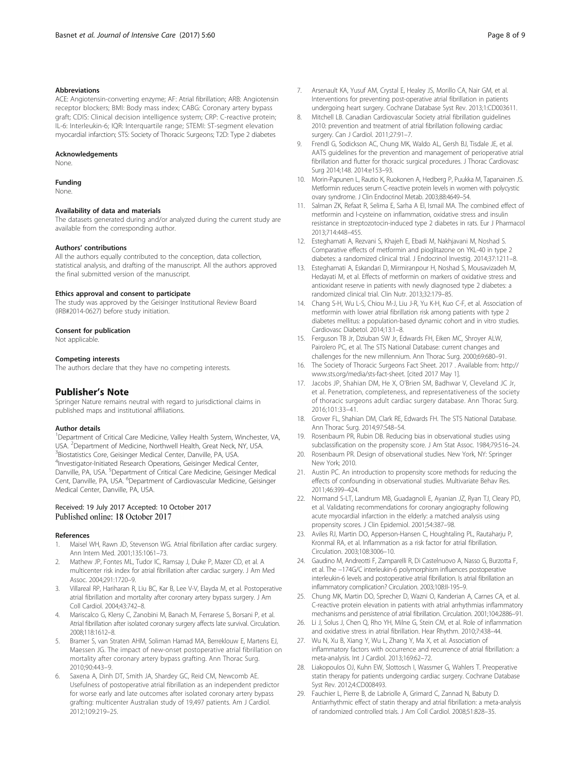#### Abbreviations

ACE: Angiotensin-converting enzyme; AF: Atrial fibrillation; ARB: Angiotensin receptor blockers; BMI: Body mass index; CABG: Coronary artery bypass graft; CDIS: Clinical decision intelligence system; CRP: C-reactive protein; IL-6: Interleukin-6; IQR: Interquartile range; STEMI: ST-segment elevation myocardial infarction; STS: Society of Thoracic Surgeons; T2D: Type 2 diabetes

#### Acknowledgements

None.

#### Funding

None.

#### Availability of data and materials

The datasets generated during and/or analyzed during the current study are available from the corresponding author.

#### Authors' contributions

All the authors equally contributed to the conception, data collection, statistical analysis, and drafting of the manuscript. All the authors approved the final submitted version of the manuscript.

#### Ethics approval and consent to participate

The study was approved by the Geisinger Institutional Review Board (IRB#2014-0627) before study initiation.

#### Consent for publication

Not applicable.

#### Competing interests

The authors declare that they have no competing interests.

## Publisher's Note

Springer Nature remains neutral with regard to jurisdictional claims in published maps and institutional affiliations.

#### Author details

[1]Department of Critical Care Medicine, Valley Health System, Winchester, VA, USA. [2]Department of Medicine, Northwell Health, Great Neck, NY, USA. [3]Biostatistics Core, Geisinger Medical Center, Danville, PA, USA. [4]Investigator-Initiated Research Operations, Geisinger Medical Center, Danville, PA, USA. [5]Department of Critical Care Medicine, Geisinger Medical Cent, Danville, PA, USA. [6]Department of Cardiovascular Medicine, Geisinger Medical Center, Danville, PA, USA.

Received: 19 July 2017 Accepted: 10 October 2017
Published online: 18 October 2017

#### References

1. Maisel WH, Rawn JD, Stevenson WG. Atrial fibrillation after cardiac surgery. Ann Intern Med. 2001;135:1061–73.
2. Mathew JP, Fontes ML, Tudor IC, Ramsay J, Duke P, Mazer CD, et al. A multicenter risk index for atrial fibrillation after cardiac surgery. J Am Med Assoc. 2004;291:1720–9.
3. Villareal RP, Hariharan R, Liu BC, Kar B, Lee V-V, Elayda M, et al. Postoperative atrial fibrillation and mortality after coronary artery bypass surgery. J Am Coll Cardiol. 2004;43:742–8.
4. Mariscalco G, Klersy C, Zanobini M, Banach M, Ferrarese S, Borsani P, et al. Atrial fibrillation after isolated coronary surgery affects late survival. Circulation. 2008;118:1612–8.
5. Bramer S, van Straten AHM, Soliman Hamad MA, Berreklouw E, Martens EJ, Maessen JG. The impact of new-onset postoperative atrial fibrillation on mortality after coronary artery bypass grafting. Ann Thorac Surg. 2010;90:443–9.
6. Saxena A, Dinh DT, Smith JA, Shardey GC, Reid CM, Newcomb AE. Usefulness of postoperative atrial fibrillation as an independent predictor for worse early and late outcomes after isolated coronary artery bypass grafting: multicenter Australian study of 19,497 patients. Am J Cardiol. 2012;109:219–25.
7. Arsenault KA, Yusuf AM, Crystal E, Healey JS, Morillo CA, Nair GM, et al. Interventions for preventing post-operative atrial fibrillation in patients undergoing heart surgery. Cochrane Database Syst Rev. 2013;1:CD003611.
8. Mitchell LB. Canadian Cardiovascular Society atrial fibrillation guidelines 2010: prevention and treatment of atrial fibrillation following cardiac surgery. Can J Cardiol. 2011;27:91–7.
9. Frendl G, Sodickson AC, Chung MK, Waldo AL, Gersh BJ, Tisdale JE, et al. AATS guidelines for the prevention and management of perioperative atrial fibrillation and flutter for thoracic surgical procedures. J Thorac Cardiovasc Surg 2014;148. 2014:e153–93.
10. Morin-Papunen L, Rautio K, Ruokonen A, Hedberg P, Puukka M, Tapanainen JS. Metformin reduces serum C-reactive protein levels in women with polycystic ovary syndrome. J Clin Endocrinol Metab. 2003;88:4649–54.
11. Salman ZK, Refaat R, Selima E, Sarha A El, Ismail MA. The combined effect of metformin and l-cysteine on inflammation, oxidative stress and insulin resistance in streptozotocin-induced type 2 diabetes in rats. Eur J Pharmacol 2013;714:448–455.
12. Esteghamati A, Rezvani S, Khajeh E, Ebadi M, Nakhjavani M, Noshad S. Comparative effects of metformin and pioglitazone on YKL-40 in type 2 diabetes: a randomized clinical trial. J Endocrinol Investig. 2014;37:1211–8.
13. Esteghamati A, Eskandari D, Mirmiranpour H, Noshad S, Mousavizadeh M, Hedayati M, et al. Effects of metformin on markers of oxidative stress and antioxidant reserve in patients with newly diagnosed type 2 diabetes: a randomized clinical trial. Clin Nutr. 2013;32:179–85.
14. Chang S-H, Wu L-S, Chiou M-J, Liu J-R, Yu K-H, Kuo C-F, et al. Association of metformin with lower atrial fibrillation risk among patients with type 2 diabetes mellitus: a population-based dynamic cohort and in vitro studies. Cardiovasc Diabetol. 2014;13:1–8.
15. Ferguson TB Jr, Dziuban SW Jr, Edwards FH, Eiken MC, Shroyer ALW, Pairolero PC, et al. The STS National Database: current changes and challenges for the new millennium. Ann Thorac Surg. 2000;69:680–91.
16. The Society of Thoracic Surgeons Fact Sheet. 2017 . Available from: http://www.sts.org/media/sts-fact-sheet. [cited 2017 May 1].
17. Jacobs JP, Shahian DM, He X, O'Brien SM, Badhwar V, Cleveland JC Jr, et al. Penetration, completeness, and representativeness of the society of thoracic surgeons adult cardiac surgery database. Ann Thorac Surg. 2016;101:33–41.
18. Grover FL, Shahian DM, Clark RE, Edwards FH. The STS National Database. Ann Thorac Surg. 2014;97:S48–54.
19. Rosenbaum PR, Rubin DB. Reducing bias in observational studies using subclassification on the propensity score. J Am Stat Assoc. 1984;79:516–24.
20. Rosenbaum PR. Design of observational studies. New York, NY: Springer New York; 2010.
21. Austin PC. An introduction to propensity score methods for reducing the effects of confounding in observational studies. Multivariate Behav Res. 2011;46:399–424.
22. Normand S-LT, Landrum MB, Guadagnoli E, Ayanian JZ, Ryan TJ, Cleary PD, et al. Validating recommendations for coronary angiography following acute myocardial infarction in the elderly: a matched analysis using propensity scores. J Clin Epidemiol. 2001;54:387–98.
23. Aviles RJ, Martin DO, Apperson-Hansen C, Houghtaling PL, Rautaharju P, Kronmal RA, et al. Inflammation as a risk factor for atrial fibrillation. Circulation. 2003;108:3006–10.
24. Gaudino M, Andreotti F, Zamparelli R, Di Castelnuovo A, Nasso G, Burzotta F, et al. The −174G/C interleukin-6 polymorphism influences postoperative interleukin-6 levels and postoperative atrial fibrillation. Is atrial fibrillation an inflammatory complication? Circulation. 2003;108:II-195–9.
25. Chung MK, Martin DO, Sprecher D, Wazni O, Kanderian A, Carnes CA, et al. C-reactive protein elevation in patients with atrial arrhythmias inflammatory mechanisms and persistence of atrial fibrillation. Circulation. 2001;104:2886–91.
26. Li J, Solus J, Chen Q, Rho YH, Milne G, Stein CM, et al. Role of inflammation and oxidative stress in atrial fibrillation. Hear Rhythm. 2010;7:438–44.
27. Wu N, Xu B, Xiang Y, Wu L, Zhang Y, Ma X, et al. Association of inflammatory factors with occurrence and recurrence of atrial fibrillation: a meta-analysis. Int J Cardiol. 2013;169:62–72.
28. Liakopoulos OJ, Kuhn EW, Slottosch I, Wassmer G, Wahlers T. Preoperative statin therapy for patients undergoing cardiac surgery. Cochrane Database Syst Rev. 2012;4:CD008493.
29. Fauchier L, Pierre B, de Labriolle A, Grimard C, Zannad N, Babuty D. Antiarrhythmic effect of statin therapy and atrial fibrillation: a meta-analysis of randomized controlled trials. J Am Coll Cardiol. 2008;51:828–35.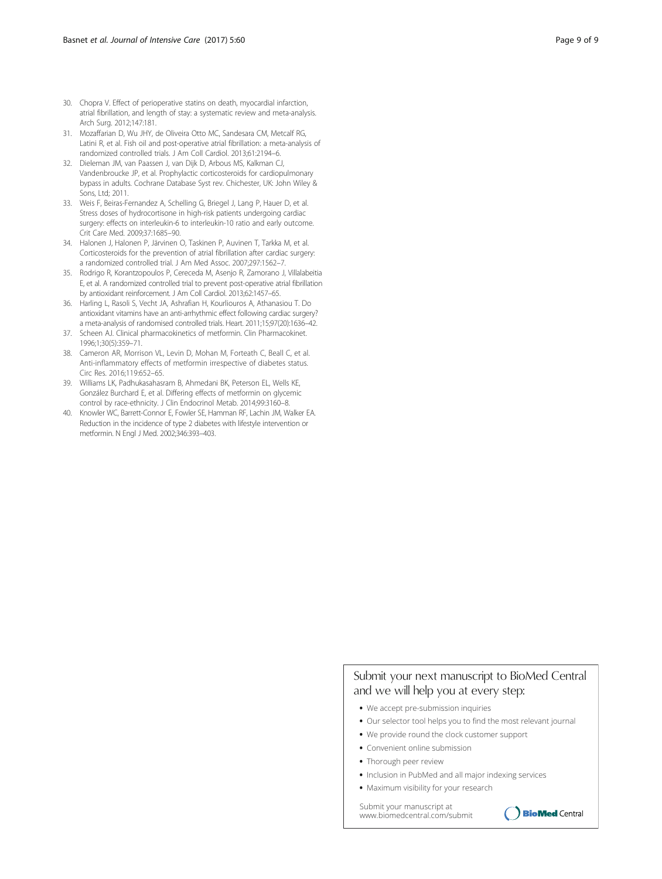30. Chopra V. Effect of perioperative statins on death, myocardial infarction, atrial fibrillation, and length of stay: a systematic review and meta-analysis. Arch Surg. 2012;147:181.
31. Mozaffarian D, Wu JHY, de Oliveira Otto MC, Sandesara CM, Metcalf RG, Latini R, et al. Fish oil and post-operative atrial fibrillation: a meta-analysis of randomized controlled trials. J Am Coll Cardiol. 2013;61:2194–6.
32. Dieleman JM, van Paassen J, van Dijk D, Arbous MS, Kalkman CJ, Vandenbroucke JP, et al. Prophylactic corticosteroids for cardiopulmonary bypass in adults. Cochrane Database Syst rev. Chichester, UK: John Wiley & Sons, Ltd; 2011.
33. Weis F, Beiras-Fernandez A, Schelling G, Briegel J, Lang P, Hauer D, et al. Stress doses of hydrocortisone in high-risk patients undergoing cardiac surgery: effects on interleukin-6 to interleukin-10 ratio and early outcome. Crit Care Med. 2009;37:1685–90.
34. Halonen J, Halonen P, Järvinen O, Taskinen P, Auvinen T, Tarkka M, et al. Corticosteroids for the prevention of atrial fibrillation after cardiac surgery: a randomized controlled trial. J Am Med Assoc. 2007;297:1562–7.
35. Rodrigo R, Korantzopoulos P, Cereceda M, Asenjo R, Zamorano J, Villalabeitia E, et al. A randomized controlled trial to prevent post-operative atrial fibrillation by antioxidant reinforcement. J Am Coll Cardiol. 2013;62:1457–65.
36. Harling L, Rasoli S, Vecht JA, Ashrafian H, Kourliouros A, Athanasiou T. Do antioxidant vitamins have an anti-arrhythmic effect following cardiac surgery? a meta-analysis of randomised controlled trials. Heart. 2011;15;97(20):1636–42.
37. Scheen AJ. Clinical pharmacokinetics of metformin. Clin Pharmacokinet. 1996;1;30(5):359–71.
38. Cameron AR, Morrison VL, Levin D, Mohan M, Forteath C, Beall C, et al. Anti-inflammatory effects of metformin irrespective of diabetes status. Circ Res. 2016;119:652–65.
39. Williams LK, Padhukasahasram B, Ahmedani BK, Peterson EL, Wells KE, González Burchard E, et al. Differing effects of metformin on glycemic control by race-ethnicity. J Clin Endocrinol Metab. 2014;99:3160–8.
40. Knowler WC, Barrett-Connor E, Fowler SE, Hamman RF, Lachin JM, Walker EA. Reduction in the incidence of type 2 diabetes with lifestyle intervention or metformin. N Engl J Med. 2002;346:393–403.

Submit your next manuscript to BioMed Central and we will help you at every step:

- We accept pre-submission inquiries
- Our selector tool helps you to find the most relevant journal
- We provide round the clock customer support
- Convenient online submission
- Thorough peer review
- Inclusion in PubMed and all major indexing services
- Maximum visibility for your research

Submit your manuscript at www.biomedcentral.com/submit

BioMed Central